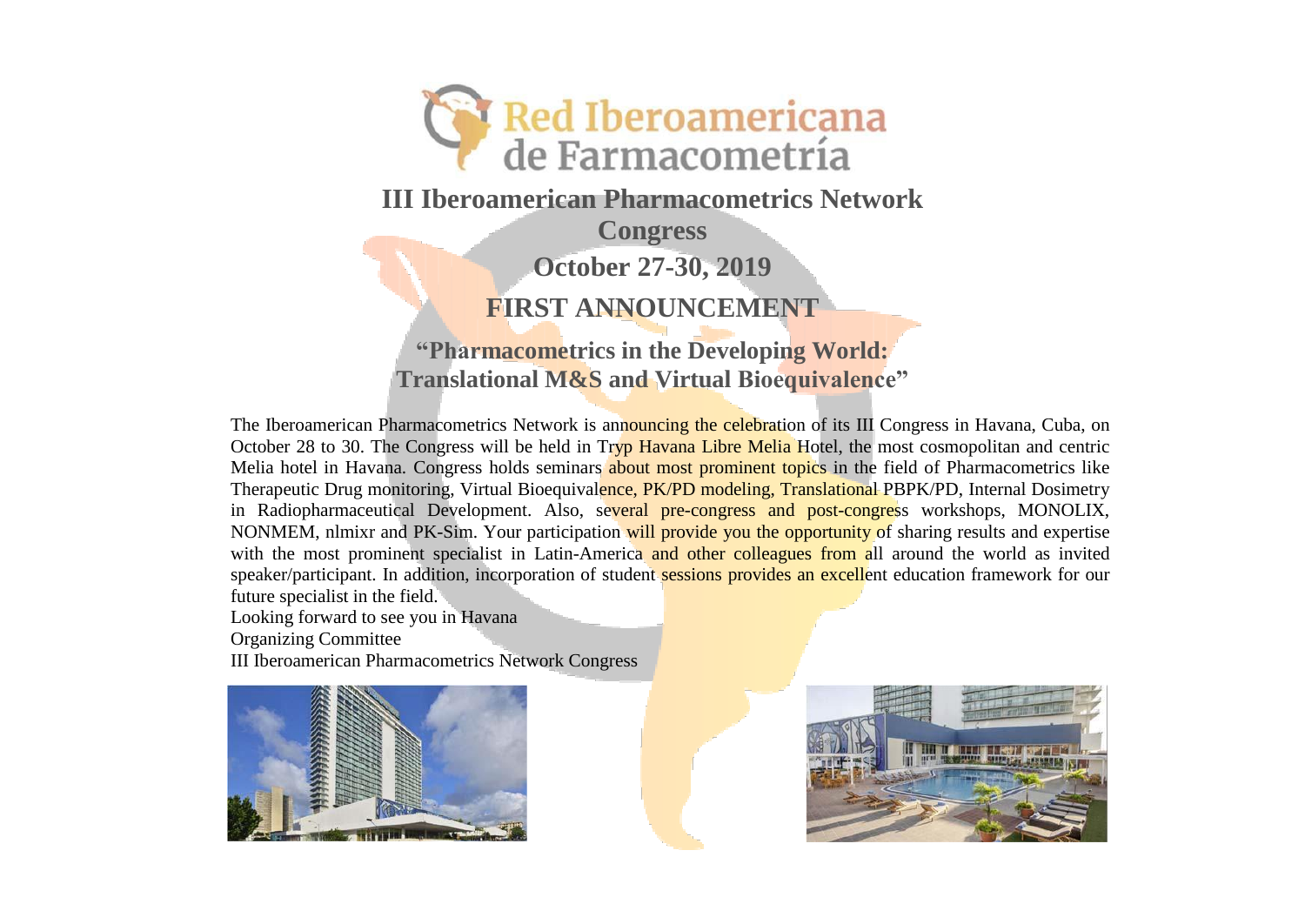Red Iberoamericana de Farmacometría

# III Iberoamerican Pharmacometrics Network Congress

## October 27-30, 2019

## FIRST ANNOUNCEMENT

### "Pharmacometrics in the Developing World: Translational M&S and Virtual Bioequivalence"

The Iberoamerican Pharmacometrics Network is announcing the celebration of its III Congress in Havana, Cuba, on October 28 to 30. The Congress will be held in Tryp Havana Libre Melia Hotel, the most cosmopolitan and centric Melia hotel in Havana. Congress holds seminars about most prominent topics in the field of Pharmacometrics like Therapeutic Drug monitoring, Virtual Bioequivalence, PK/PD modeling, Translational PBPK/PD, Internal Dosimetry in Radiopharmaceutical Development. Also, several pre-congress and post-congress workshops, MONOLIX, NONMEM, nlmixr and PK-Sim. Your participation will provide you the opportunity of sharing results and expertise with the most prominent specialist in Latin-America and other colleagues from all around the world as invited speaker/participant. In addition, incorporation of student sessions provides an excellent education framework for our future specialist in the field.

Looking forward to see you in Havana

Organizing Committee

III Iberoamerican Pharmacometrics Network Congress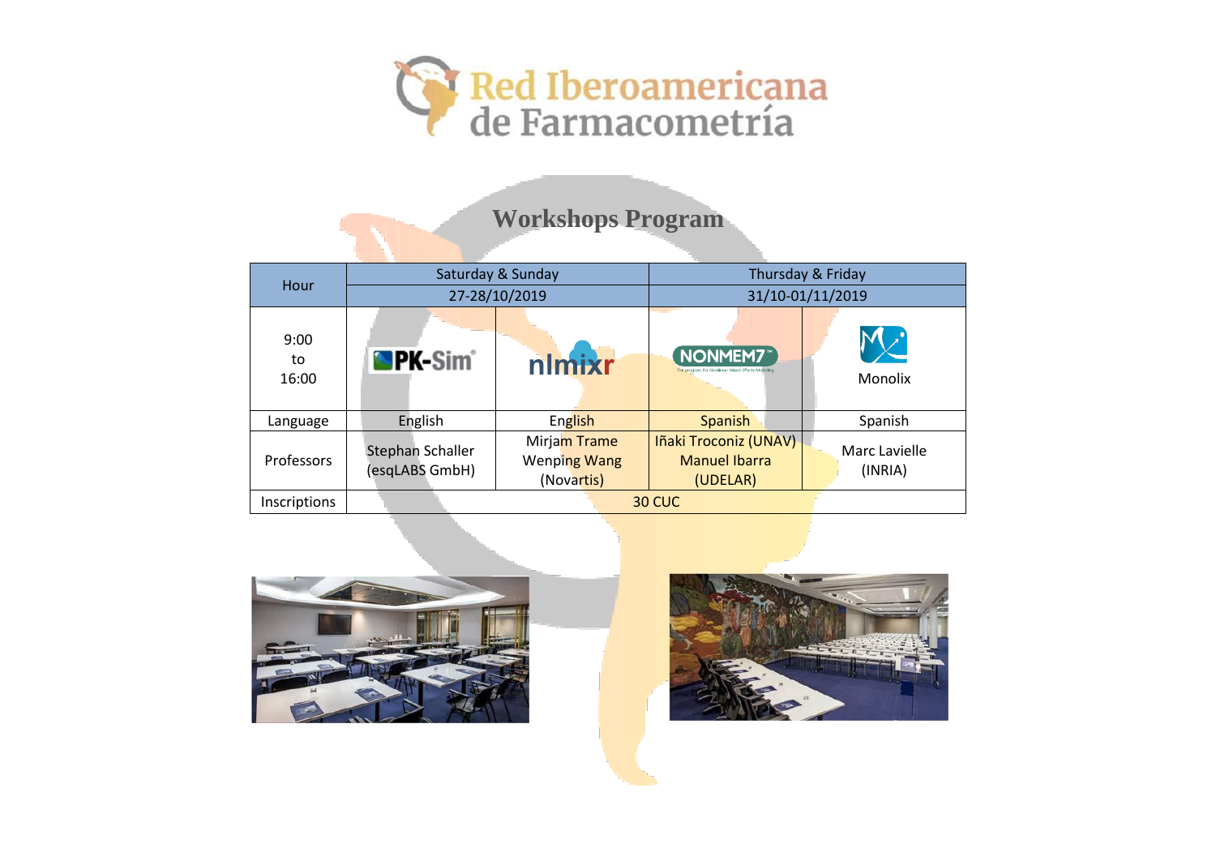Red Iberoamericana de Farmacometría

## Workshops Program

| Hour | Saturday & Sunday | | Thursday & Friday | |
|---|---|---|---|---|
| | 27-28/10/2019 | | 31/10-01/11/2019 | |
| 9:00 to 16:00 | PK-Sim | nlmixr | NONMEM7 | Monolix |
| Language | English | English | Spanish | Spanish |
| Professors | Stephan Schaller (esqLABS GmbH) | Mirjam Trame Wenping Wang (Novartis) | Iñaki Troconiz (UNAV) Manuel Ibarra (UDELAR) | Marc Lavielle (INRIA) |
| Inscriptions | 30 CUC | | | |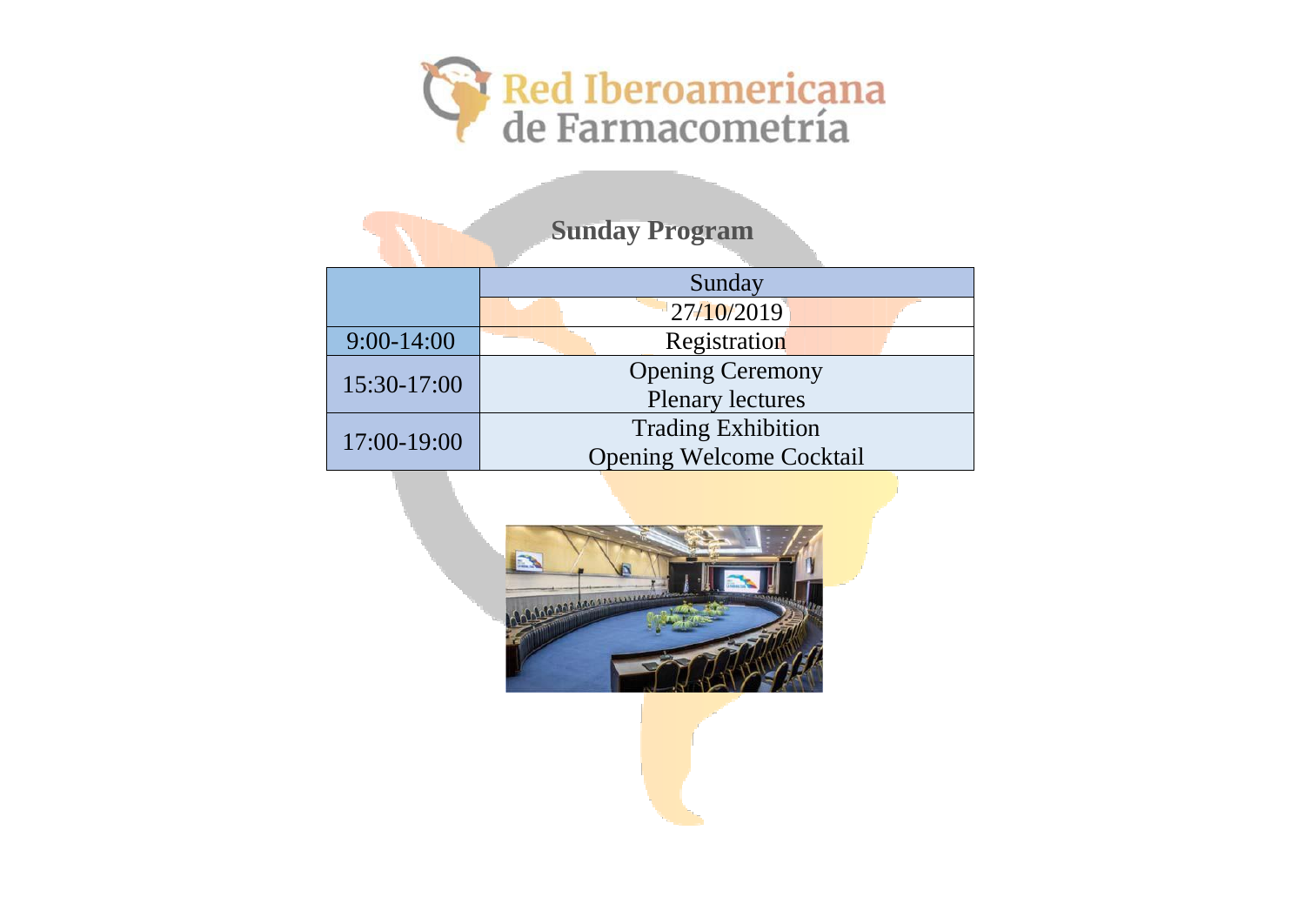# Red Iberoamericana de Farmacometría

## Sunday Program

| | Sunday |
|---|---|
| | 27/10/2019 |
| 9:00-14:00 | Registration |
| 15:30-17:00 | Opening Ceremony<br>Plenary lectures |
| 17:00-19:00 | Trading Exhibition<br>Opening Welcome Cocktail |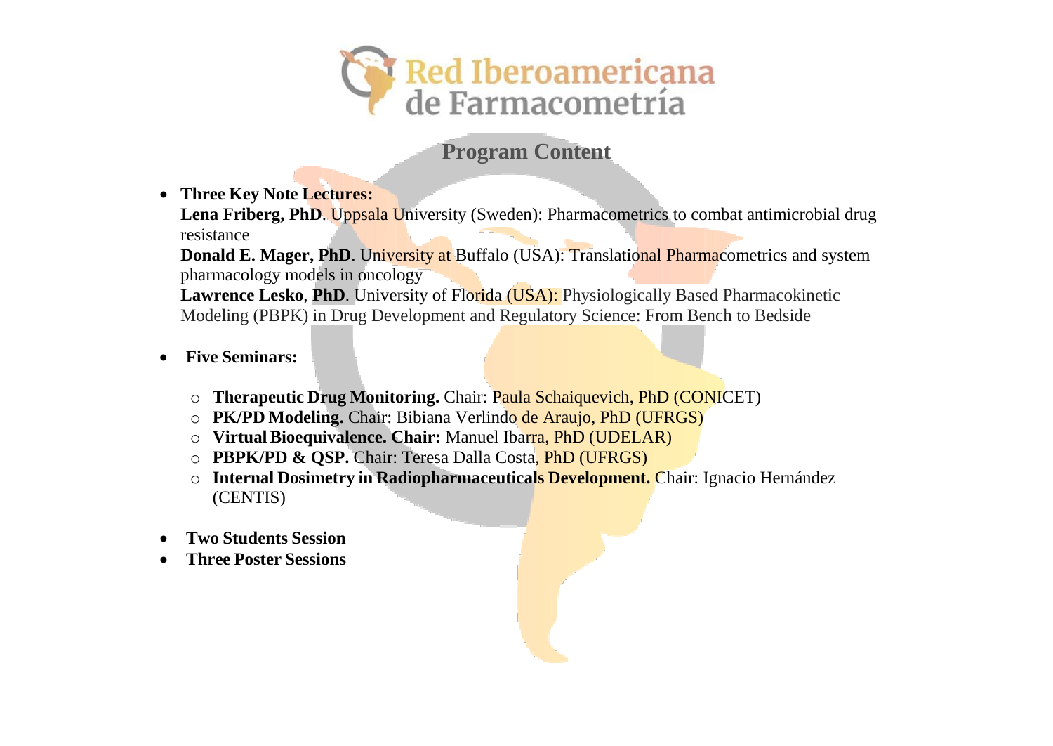Red Iberoamericana de Farmacometría

## Program Content

- **Three Key Note Lectures:**
  **Lena Friberg, PhD**. Uppsala University (Sweden): Pharmacometrics to combat antimicrobial drug resistance
  **Donald E. Mager, PhD**. University at Buffalo (USA): Translational Pharmacometrics and system pharmacology models in oncology
  **Lawrence Lesko**, **PhD**. University of Florida (USA): Physiologically Based Pharmacokinetic Modeling (PBPK) in Drug Development and Regulatory Science: From Bench to Bedside

- **Five Seminars:**
  - **Therapeutic Drug Monitoring.** Chair: Paula Schaiquevich, PhD (CONICET)
  - **PK/PD Modeling.** Chair: Bibiana Verlindo de Araujo, PhD (UFRGS)
  - **Virtual Bioequivalence. Chair:** Manuel Ibarra, PhD (UDELAR)
  - **PBPK/PD & QSP.** Chair: Teresa Dalla Costa, PhD (UFRGS)
  - **Internal Dosimetry in Radiopharmaceuticals Development.** Chair: Ignacio Hernández (CENTIS)

- **Two Students Session**
- **Three Poster Sessions**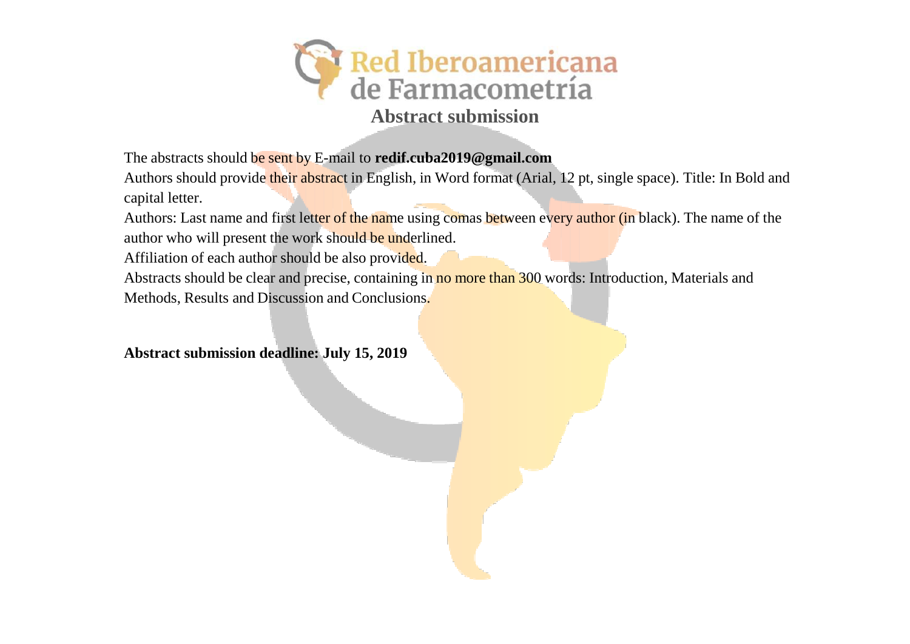Red Iberoamericana de Farmacometría

## Abstract submission

The abstracts should be sent by E-mail to **redif.cuba2019@gmail.com**

Authors should provide their abstract in English, in Word format (Arial, 12 pt, single space). Title: In Bold and capital letter.

Authors: Last name and first letter of the name using comas between every author (in black). The name of the author who will present the work should be underlined.

Affiliation of each author should be also provided.

Abstracts should be clear and precise, containing in no more than 300 words: Introduction, Materials and Methods, Results and Discussion and Conclusions.

**Abstract submission deadline: July 15, 2019**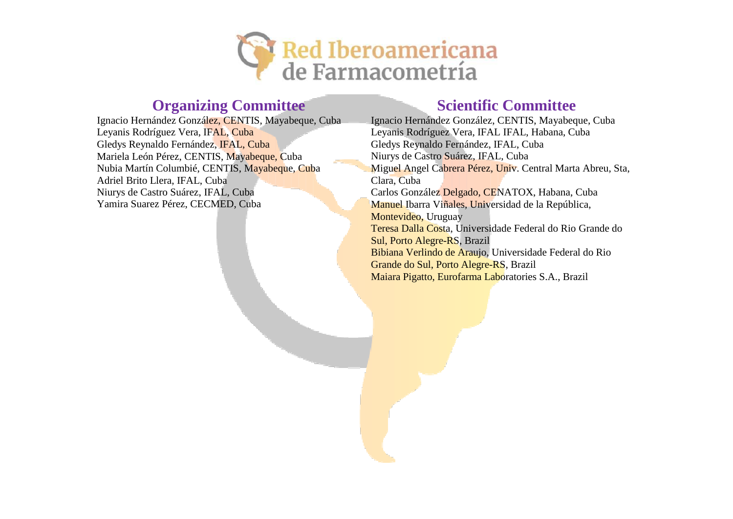Red Iberoamericana de Farmacometría

## Organizing Committee

Ignacio Hernández González, CENTIS, Mayabeque, Cuba
Leyanis Rodríguez Vera, IFAL, Cuba
Gledys Reynaldo Fernández, IFAL, Cuba
Mariela León Pérez, CENTIS, Mayabeque, Cuba
Nubia Martín Columbié, CENTIS, Mayabeque, Cuba
Adriel Brito Llera, IFAL, Cuba
Niurys de Castro Suárez, IFAL, Cuba
Yamira Suarez Pérez, CECMED, Cuba

## Scientific Committee

Ignacio Hernández González, CENTIS, Mayabeque, Cuba
Leyanis Rodríguez Vera, IFAL IFAL, Habana, Cuba
Gledys Reynaldo Fernández, IFAL, Cuba
Niurys de Castro Suárez, IFAL, Cuba
Miguel Angel Cabrera Pérez, Univ. Central Marta Abreu, Sta, Clara, Cuba
Carlos González Delgado, CENATOX, Habana, Cuba
Manuel Ibarra Viñales, Universidad de la República, Montevideo, Uruguay
Teresa Dalla Costa, Universidade Federal do Rio Grande do Sul, Porto Alegre-RS, Brazil
Bibiana Verlindo de Araujo, Universidade Federal do Rio Grande do Sul, Porto Alegre-RS, Brazil
Maiara Pigatto, Eurofarma Laboratories S.A., Brazil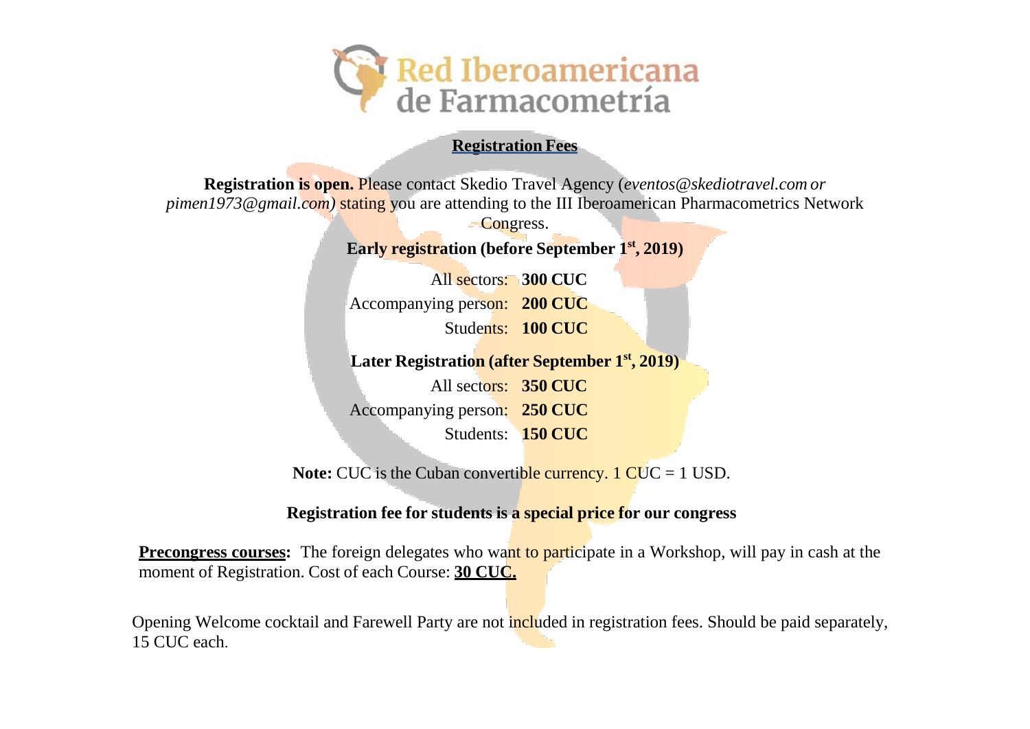Red Iberoamericana de Farmacometría

## Registration Fees

**Registration is open.** Please contact Skedio Travel Agency (*eventos@skediotravel.com or pimen1973@gmail.com)* stating you are attending to the III Iberoamerican Pharmacometrics Network Congress.

**Early registration (before September 1st, 2019)**

| | |
|---|---|
| All sectors: | **300 CUC** |
| Accompanying person: | **200 CUC** |
| Students: | **100 CUC** |

**Later Registration (after September 1st, 2019)**

| | |
|---|---|
| All sectors: | **350 CUC** |
| Accompanying person: | **250 CUC** |
| Students: | **150 CUC** |

**Note:** CUC is the Cuban convertible currency. 1 CUC = 1 USD.

**Registration fee for students is a special price for our congress**

**Precongress courses:** The foreign delegates who want to participate in a Workshop, will pay in cash at the moment of Registration. Cost of each Course: **30 CUC.**

Opening Welcome cocktail and Farewell Party are not included in registration fees. Should be paid separately, 15 CUC each.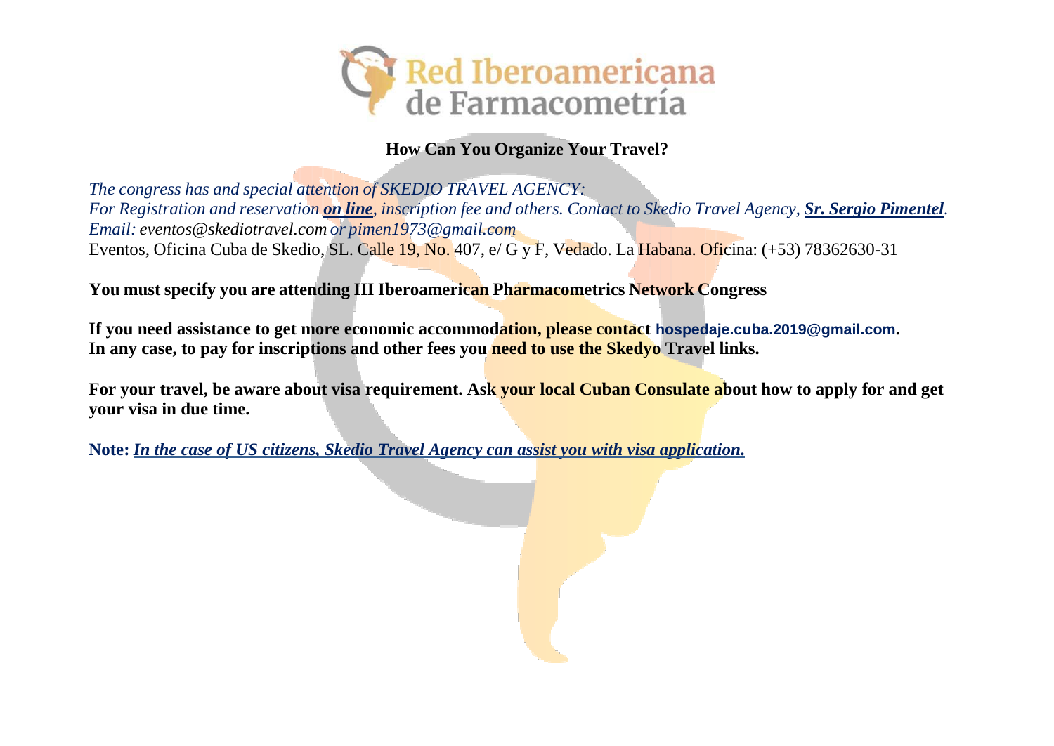Red Iberoamericana de Farmacometría

## How Can You Organize Your Travel?

*The congress has and special attention of SKEDIO TRAVEL AGENCY:*
*For Registration and reservation **on line**, inscription fee and others. Contact to Skedio Travel Agency, **Sr. Sergio Pimentel**.*
*Email: eventos@skediotravel.com or pimen1973@gmail.com*
Eventos, Oficina Cuba de Skedio, SL. Calle 19, No. 407, e/ G y F, Vedado. La Habana. Oficina: (+53) 78362630-31

**You must specify you are attending III Iberoamerican Pharmacometrics Network Congress**

**If you need assistance to get more economic accommodation, please contact hospedaje.cuba.2019@gmail.com.**
**In any case, to pay for inscriptions and other fees you need to use the Skedyo Travel links.**

**For your travel, be aware about visa requirement. Ask your local Cuban Consulate about how to apply for and get your visa in due time.**

**Note:** ***In the case of US citizens, Skedio Travel Agency can assist you with visa application.***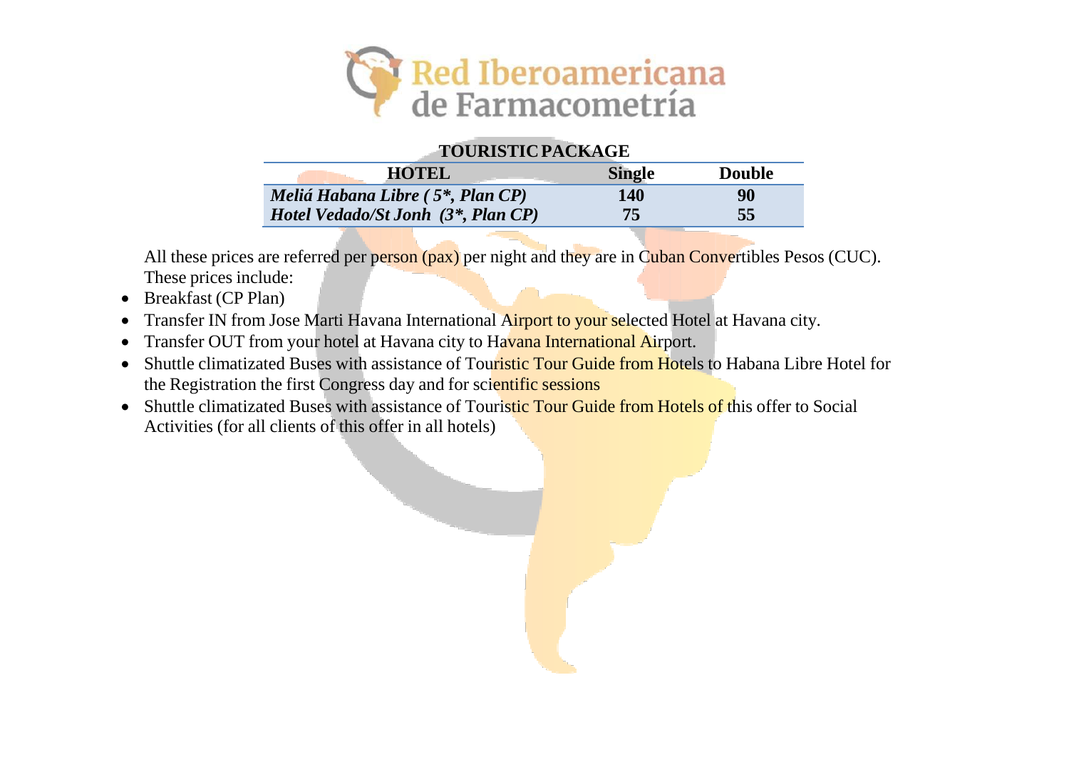**Red Iberoamericana de Farmacometría**

**TOURISTIC PACKAGE**

| HOTEL | Single | Double |
|---|---|---|
| ***Meliá Habana Libre ( 5*, Plan CP)*** | **140** | **90** |
| ***Hotel Vedado/St Jonh (3*, Plan CP)*** | **75** | **55** |

All these prices are referred per person (pax) per night and they are in Cuban Convertibles Pesos (CUC). These prices include:

- Breakfast (CP Plan)
- Transfer IN from Jose Marti Havana International Airport to your selected Hotel at Havana city.
- Transfer OUT from your hotel at Havana city to Havana International Airport.
- Shuttle climatizated Buses with assistance of Touristic Tour Guide from Hotels to Habana Libre Hotel for the Registration the first Congress day and for scientific sessions
- Shuttle climatizated Buses with assistance of Touristic Tour Guide from Hotels of this offer to Social Activities (for all clients of this offer in all hotels)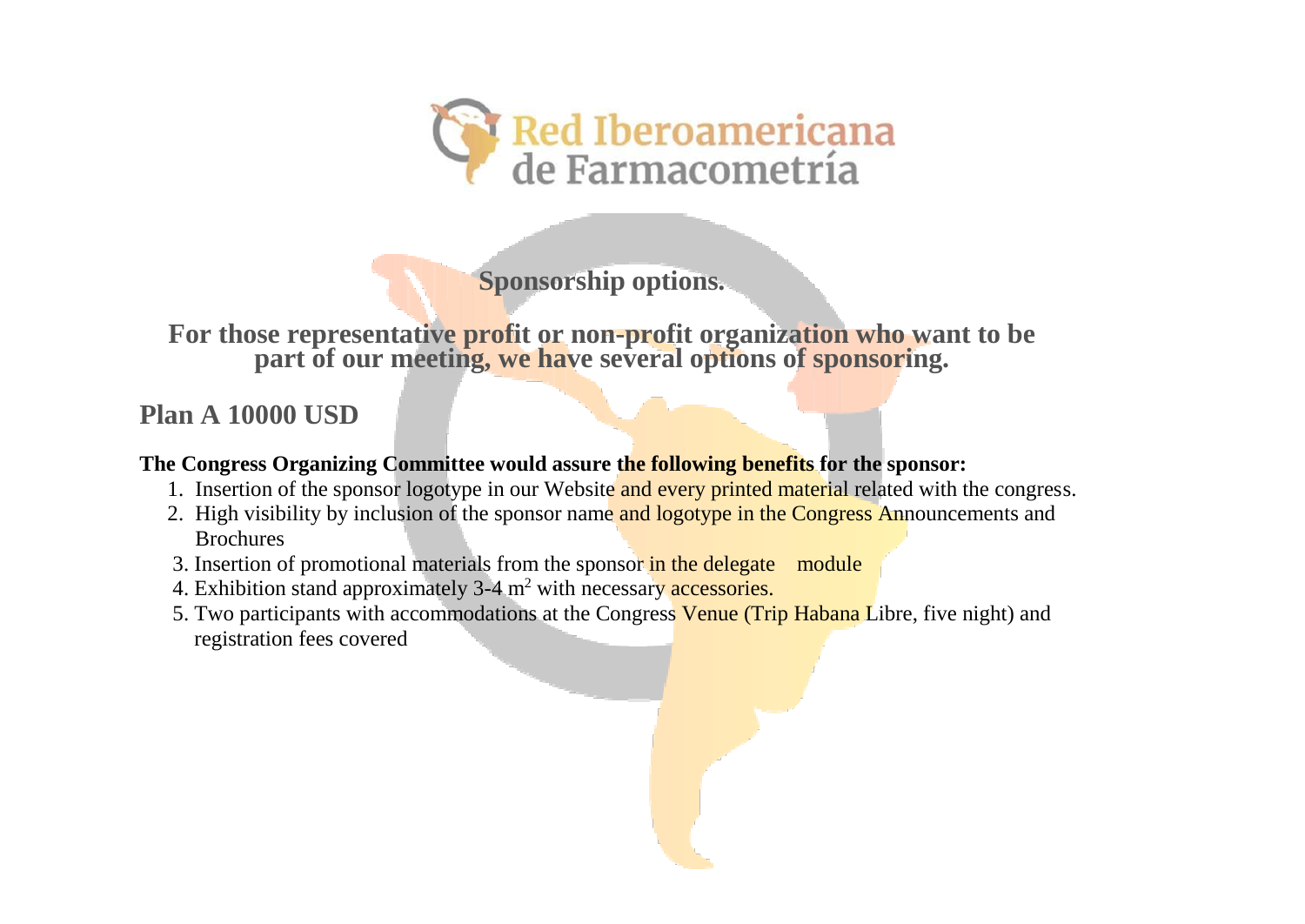Red Iberoamericana de Farmacometría

## Sponsorship options.

**For those representative profit or non-profit organization who want to be part of our meeting, we have several options of sponsoring.**

## Plan A 10000 USD

**The Congress Organizing Committee would assure the following benefits for the sponsor:**

1. Insertion of the sponsor logotype in our Website and every printed material related with the congress.
2. High visibility by inclusion of the sponsor name and logotype in the Congress Announcements and Brochures
3. Insertion of promotional materials from the sponsor in the delegate module
4. Exhibition stand approximately 3-4 $m^2$ with necessary accessories.
5. Two participants with accommodations at the Congress Venue (Trip Habana Libre, five night) and registration fees covered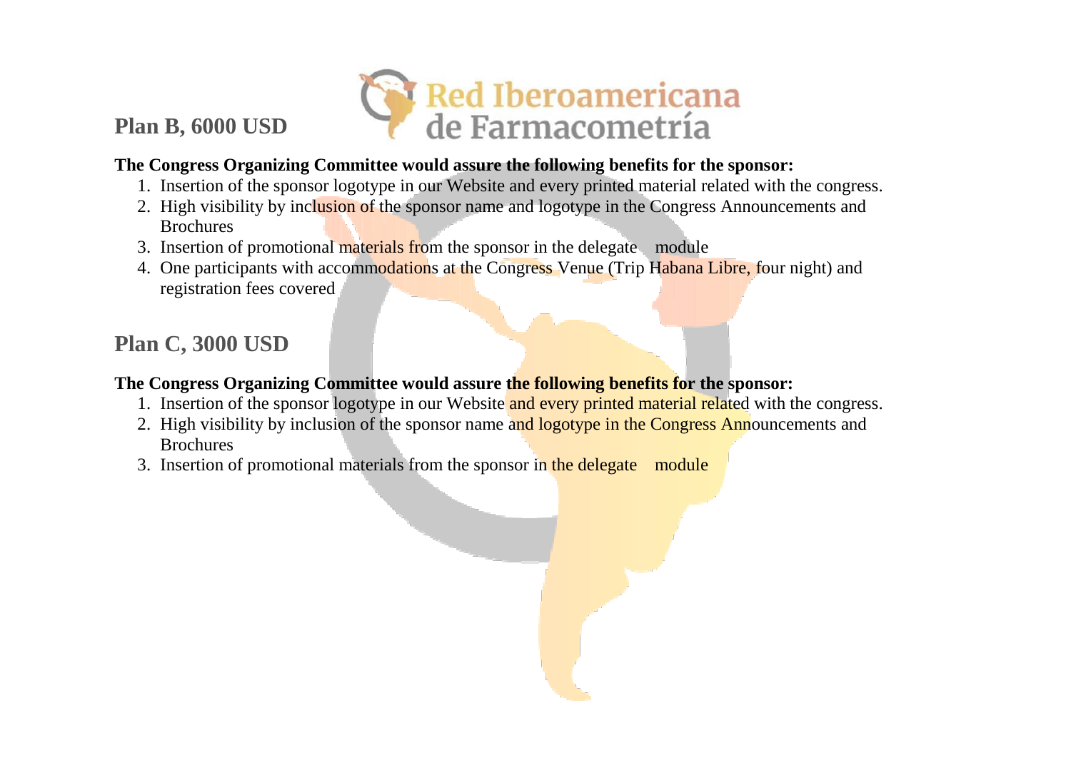## Plan B, 6000 USD

Red Iberoamericana de Farmacometría

**The Congress Organizing Committee would assure the following benefits for the sponsor:**

1. Insertion of the sponsor logotype in our Website and every printed material related with the congress.
2. High visibility by inclusion of the sponsor name and logotype in the Congress Announcements and Brochures
3. Insertion of promotional materials from the sponsor in the delegate module
4. One participants with accommodations at the Congress Venue (Trip Habana Libre, four night) and registration fees covered

## Plan C, 3000 USD

**The Congress Organizing Committee would assure the following benefits for the sponsor:**

1. Insertion of the sponsor logotype in our Website and every printed material related with the congress.
2. High visibility by inclusion of the sponsor name and logotype in the Congress Announcements and Brochures
3. Insertion of promotional materials from the sponsor in the delegate module